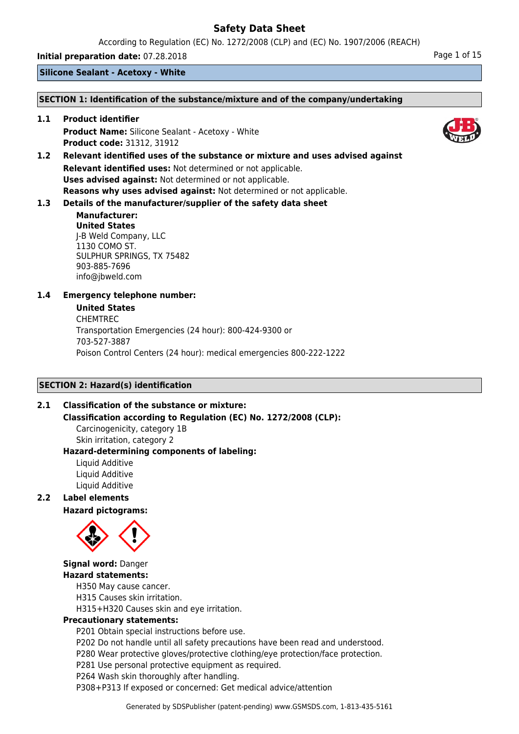# Safety Data Sheet

According to Regulation (EC) No. 1272/2008 (CLP) and (EC) No. 1907/2006 (REACH)

**Initial preparation date:** 07.28.2018

**Silicone Sealant - Acetoxy - White**

## SECTION 1: Identification of the substance/mixture and of the company/undertaking

**1.1 Product identifier**

**Product Name:** Silicone Sealant - Acetoxy - White
**Product code:** 31312, 31912

**1.2 Relevant identified uses of the substance or mixture and uses advised against**

**Relevant identified uses:** Not determined or not applicable.
**Uses advised against:** Not determined or not applicable.
**Reasons why uses advised against:** Not determined or not applicable.

**1.3 Details of the manufacturer/supplier of the safety data sheet**

**Manufacturer:**
**United States**
J-B Weld Company, LLC
1130 COMO ST.
SULPHUR SPRINGS, TX 75482
903-885-7696
info@jbweld.com

**1.4 Emergency telephone number:**

**United States**
CHEMTREC
Transportation Emergencies (24 hour): 800-424-9300 or
703-527-3887
Poison Control Centers (24 hour): medical emergencies 800-222-1222

## SECTION 2: Hazard(s) identification

**2.1 Classification of the substance or mixture:**

**Classification according to Regulation (EC) No. 1272/2008 (CLP):**

Carcinogenicity, category 1B
Skin irritation, category 2

**Hazard-determining components of labeling:**

Liquid Additive
Liquid Additive
Liquid Additive

**2.2 Label elements**

**Hazard pictograms:**

**Signal word:** Danger

**Hazard statements:**

H350 May cause cancer.
H315 Causes skin irritation.
H315+H320 Causes skin and eye irritation.

**Precautionary statements:**

P201 Obtain special instructions before use.
P202 Do not handle until all safety precautions have been read and understood.
P280 Wear protective gloves/protective clothing/eye protection/face protection.
P281 Use personal protective equipment as required.
P264 Wash skin thoroughly after handling.
P308+P313 If exposed or concerned: Get medical advice/attention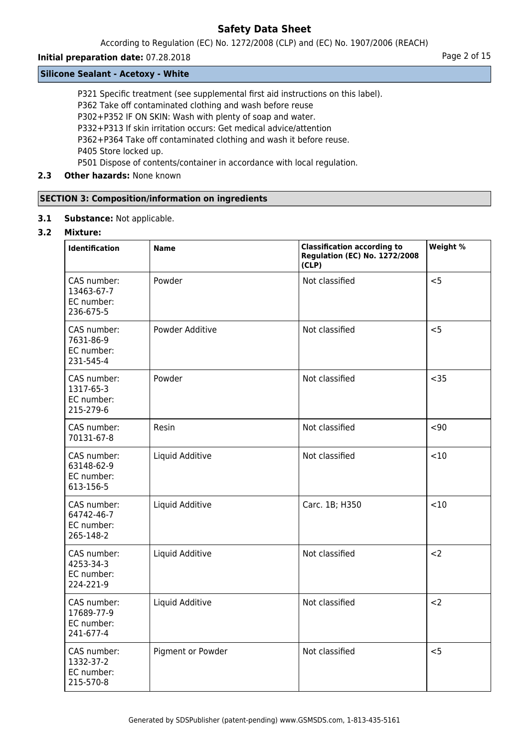**Silicone Sealant - Acetoxy - White**

P321 Specific treatment (see supplemental first aid instructions on this label).
P362 Take off contaminated clothing and wash before reuse
P302+P352 IF ON SKIN: Wash with plenty of soap and water.
P332+P313 If skin irritation occurs: Get medical advice/attention
P362+P364 Take off contaminated clothing and wash it before reuse.
P405 Store locked up.
P501 Dispose of contents/container in accordance with local regulation.

**2.3 Other hazards:** None known

## SECTION 3: Composition/information on ingredients

**3.1 Substance:** Not applicable.

**3.2 Mixture:**

| Identification | Name | Classification according to Regulation (EC) No. 1272/2008 (CLP) | Weight % |
|---|---|---|---|
| CAS number: 13463-67-7 EC number: 236-675-5 | Powder | Not classified | <5 |
| CAS number: 7631-86-9 EC number: 231-545-4 | Powder Additive | Not classified | <5 |
| CAS number: 1317-65-3 EC number: 215-279-6 | Powder | Not classified | <35 |
| CAS number: 70131-67-8 | Resin | Not classified | <90 |
| CAS number: 63148-62-9 EC number: 613-156-5 | Liquid Additive | Not classified | <10 |
| CAS number: 64742-46-7 EC number: 265-148-2 | Liquid Additive | Carc. 1B; H350 | <10 |
| CAS number: 4253-34-3 EC number: 224-221-9 | Liquid Additive | Not classified | <2 |
| CAS number: 17689-77-9 EC number: 241-677-4 | Liquid Additive | Not classified | <2 |
| CAS number: 1332-37-2 EC number: 215-570-8 | Pigment or Powder | Not classified | <5 |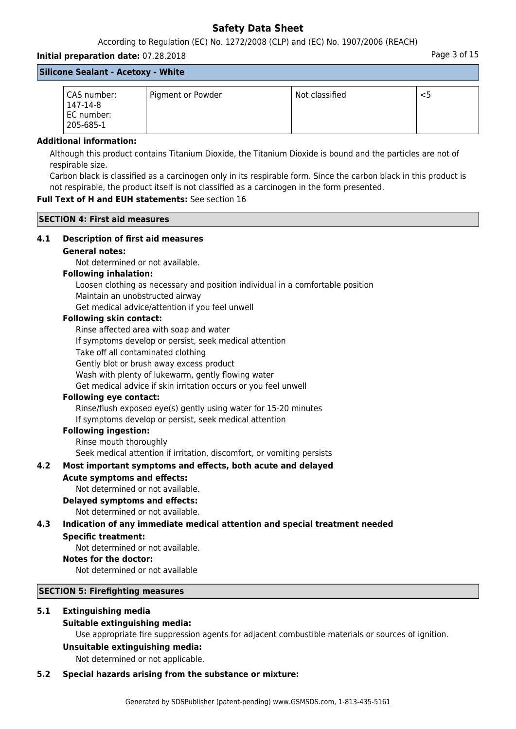| CAS number: 147-14-8 EC number: 205-685-1 | Pigment or Powder | Not classified | <5 |
|---|---|---|---|

**Additional information:**

Although this product contains Titanium Dioxide, the Titanium Dioxide is bound and the particles are not of respirable size.

Carbon black is classified as a carcinogen only in its respirable form. Since the carbon black in this product is not respirable, the product itself is not classified as a carcinogen in the form presented.

**Full Text of H and EUH statements:** See section 16

## SECTION 4: First aid measures

### 4.1 Description of first aid measures

**General notes:**

Not determined or not available.

**Following inhalation:**

Loosen clothing as necessary and position individual in a comfortable position
Maintain an unobstructed airway
Get medical advice/attention if you feel unwell

**Following skin contact:**

Rinse affected area with soap and water
If symptoms develop or persist, seek medical attention
Take off all contaminated clothing
Gently blot or brush away excess product
Wash with plenty of lukewarm, gently flowing water
Get medical advice if skin irritation occurs or you feel unwell

**Following eye contact:**

Rinse/flush exposed eye(s) gently using water for 15-20 minutes
If symptoms develop or persist, seek medical attention

**Following ingestion:**

Rinse mouth thoroughly
Seek medical attention if irritation, discomfort, or vomiting persists

### 4.2 Most important symptoms and effects, both acute and delayed

**Acute symptoms and effects:**

Not determined or not available.

**Delayed symptoms and effects:**

Not determined or not available.

### 4.3 Indication of any immediate medical attention and special treatment needed

**Specific treatment:**

Not determined or not available.

**Notes for the doctor:**

Not determined or not available

## SECTION 5: Firefighting measures

### 5.1 Extinguishing media

**Suitable extinguishing media:**

Use appropriate fire suppression agents for adjacent combustible materials or sources of ignition.

**Unsuitable extinguishing media:**

Not determined or not applicable.

### 5.2 Special hazards arising from the substance or mixture: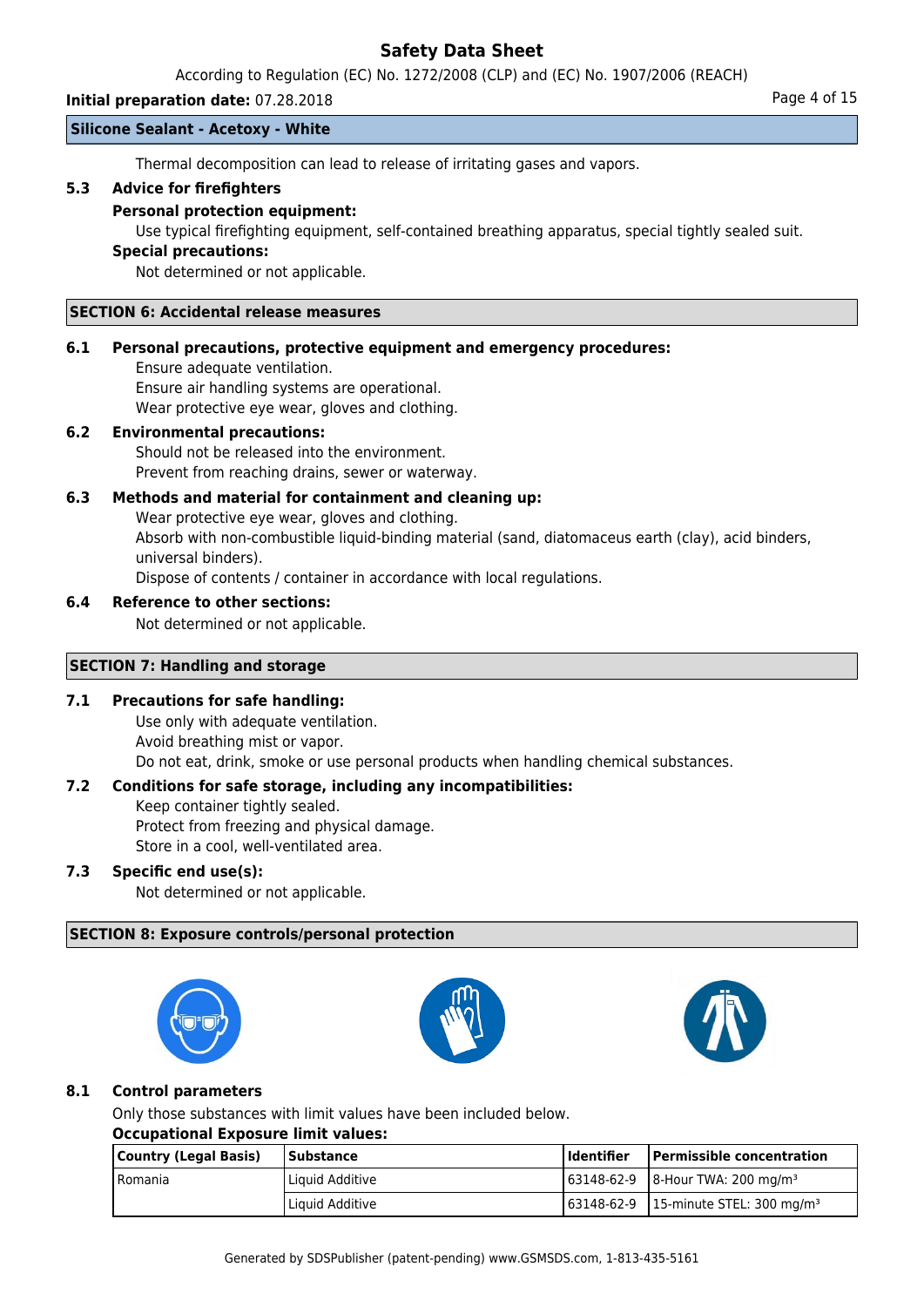Thermal decomposition can lead to release of irritating gases and vapors.

### 5.3 Advice for firefighters

**Personal protection equipment:**

Use typical firefighting equipment, self-contained breathing apparatus, special tightly sealed suit.

**Special precautions:**

Not determined or not applicable.

## SECTION 6: Accidental release measures

### 6.1 Personal precautions, protective equipment and emergency procedures:

Ensure adequate ventilation.
Ensure air handling systems are operational.
Wear protective eye wear, gloves and clothing.

### 6.2 Environmental precautions:

Should not be released into the environment.
Prevent from reaching drains, sewer or waterway.

### 6.3 Methods and material for containment and cleaning up:

Wear protective eye wear, gloves and clothing.
Absorb with non-combustible liquid-binding material (sand, diatomaceus earth (clay), acid binders, universal binders).
Dispose of contents / container in accordance with local regulations.

### 6.4 Reference to other sections:

Not determined or not applicable.

## SECTION 7: Handling and storage

### 7.1 Precautions for safe handling:

Use only with adequate ventilation.
Avoid breathing mist or vapor.
Do not eat, drink, smoke or use personal products when handling chemical substances.

### 7.2 Conditions for safe storage, including any incompatibilities:

Keep container tightly sealed.
Protect from freezing and physical damage.
Store in a cool, well-ventilated area.

### 7.3 Specific end use(s):

Not determined or not applicable.

## SECTION 8: Exposure controls/personal protection

### 8.1 Control parameters

Only those substances with limit values have been included below.

**Occupational Exposure limit values:**

| Country (Legal Basis) | Substance | Identifier | Permissible concentration |
|---|---|---|---|
| Romania | Liquid Additive | 63148-62-9 | 8-Hour TWA: 200 mg/m³ |
| | Liquid Additive | 63148-62-9 | 15-minute STEL: 300 mg/m³ |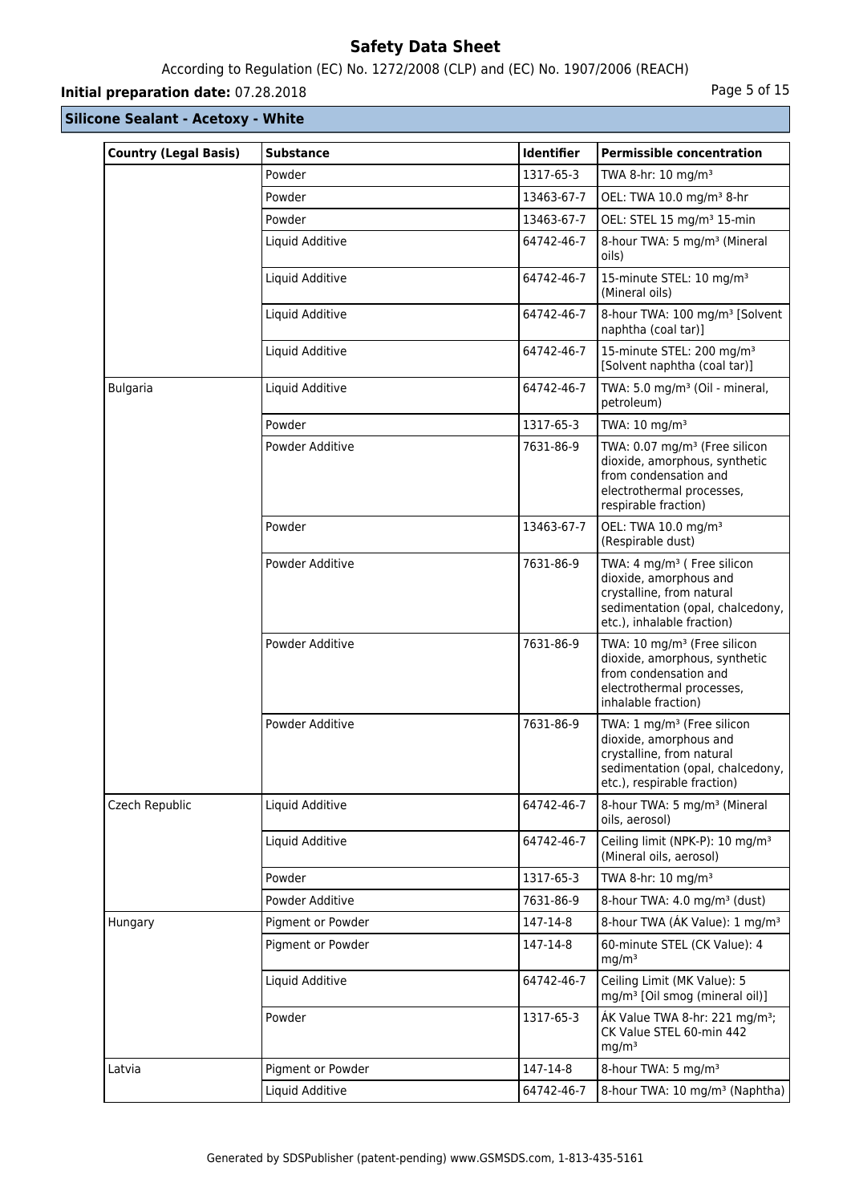**Silicone Sealant - Acetoxy - White**

| Country (Legal Basis) | Substance | Identifier | Permissible concentration |
|---|---|---|---|
| | Powder | 1317-65-3 | TWA 8-hr: 10 mg/m³ |
| | Powder | 13463-67-7 | OEL: TWA 10.0 mg/m³ 8-hr |
| | Powder | 13463-67-7 | OEL: STEL 15 mg/m³ 15-min |
| | Liquid Additive | 64742-46-7 | 8-hour TWA: 5 mg/m³ (Mineral oils) |
| | Liquid Additive | 64742-46-7 | 15-minute STEL: 10 mg/m³ (Mineral oils) |
| | Liquid Additive | 64742-46-7 | 8-hour TWA: 100 mg/m³ [Solvent naphtha (coal tar)] |
| | Liquid Additive | 64742-46-7 | 15-minute STEL: 200 mg/m³ [Solvent naphtha (coal tar)] |
| Bulgaria | Liquid Additive | 64742-46-7 | TWA: 5.0 mg/m³ (Oil - mineral, petroleum) |
| | Powder | 1317-65-3 | TWA: 10 mg/m³ |
| | Powder Additive | 7631-86-9 | TWA: 0.07 mg/m³ (Free silicon dioxide, amorphous, synthetic from condensation and electrothermal processes, respirable fraction) |
| | Powder | 13463-67-7 | OEL: TWA 10.0 mg/m³ (Respirable dust) |
| | Powder Additive | 7631-86-9 | TWA: 4 mg/m³ ( Free silicon dioxide, amorphous and crystalline, from natural sedimentation (opal, chalcedony, etc.), inhalable fraction) |
| | Powder Additive | 7631-86-9 | TWA: 10 mg/m³ (Free silicon dioxide, amorphous, synthetic from condensation and electrothermal processes, inhalable fraction) |
| | Powder Additive | 7631-86-9 | TWA: 1 mg/m³ (Free silicon dioxide, amorphous and crystalline, from natural sedimentation (opal, chalcedony, etc.), respirable fraction) |
| Czech Republic | Liquid Additive | 64742-46-7 | 8-hour TWA: 5 mg/m³ (Mineral oils, aerosol) |
| | Liquid Additive | 64742-46-7 | Ceiling limit (NPK-P): 10 mg/m³ (Mineral oils, aerosol) |
| | Powder | 1317-65-3 | TWA 8-hr: 10 mg/m³ |
| | Powder Additive | 7631-86-9 | 8-hour TWA: 4.0 mg/m³ (dust) |
| Hungary | Pigment or Powder | 147-14-8 | 8-hour TWA (ÁK Value): 1 mg/m³ |
| | Pigment or Powder | 147-14-8 | 60-minute STEL (CK Value): 4 mg/m³ |
| | Liquid Additive | 64742-46-7 | Ceiling Limit (MK Value): 5 mg/m³ [Oil smog (mineral oil)] |
| | Powder | 1317-65-3 | ÁK Value TWA 8-hr: 221 mg/m³; CK Value STEL 60-min 442 mg/m³ |
| Latvia | Pigment or Powder | 147-14-8 | 8-hour TWA: 5 mg/m³ |
| | Liquid Additive | 64742-46-7 | 8-hour TWA: 10 mg/m³ (Naphtha) |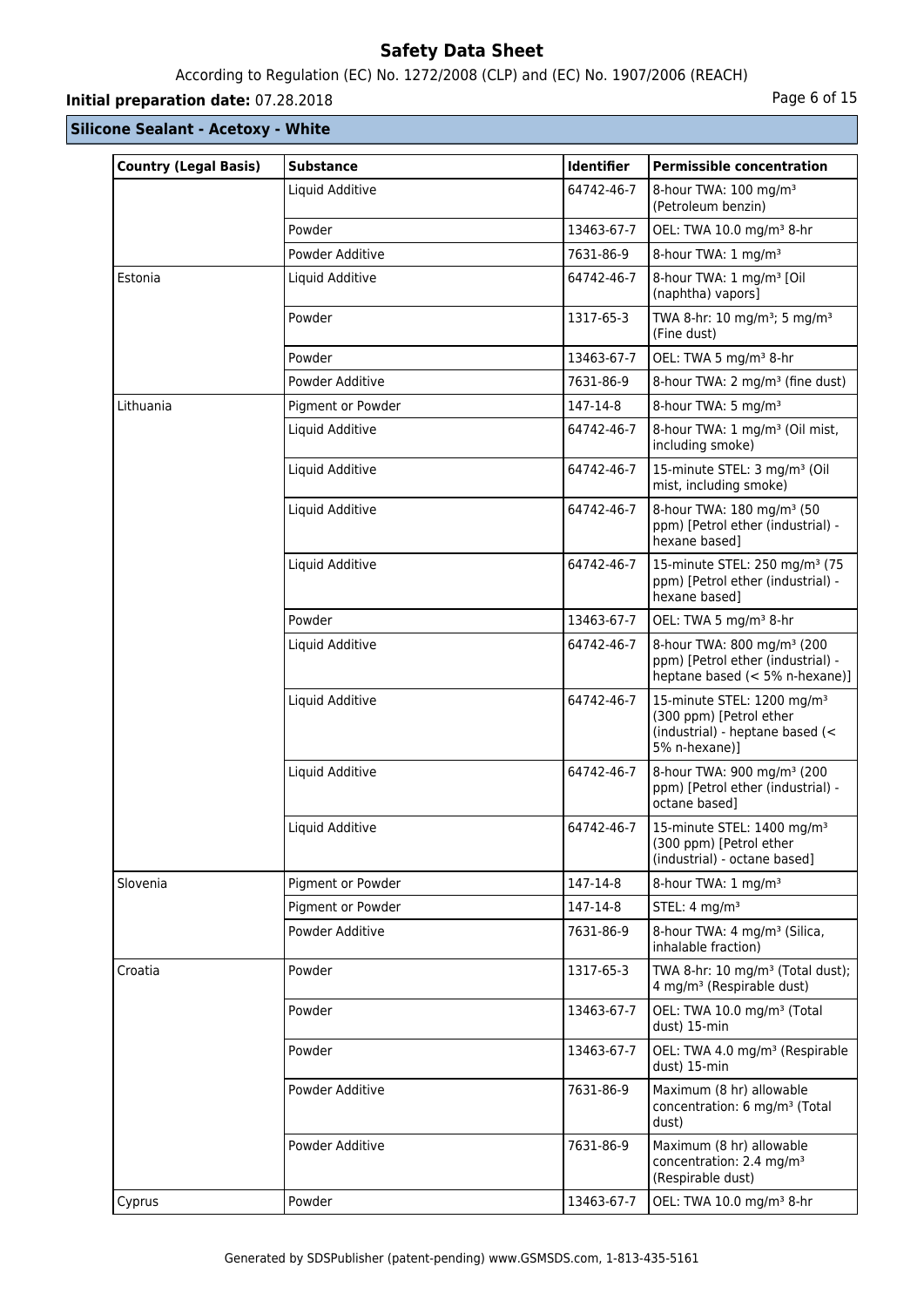## Silicone Sealant - Acetoxy - White

| Country (Legal Basis) | Substance | Identifier | Permissible concentration |
|---|---|---|---|
| | Liquid Additive | 64742-46-7 | 8-hour TWA: 100 mg/m³ (Petroleum benzin) |
| | Powder | 13463-67-7 | OEL: TWA 10.0 mg/m³ 8-hr |
| | Powder Additive | 7631-86-9 | 8-hour TWA: 1 mg/m³ |
| Estonia | Liquid Additive | 64742-46-7 | 8-hour TWA: 1 mg/m³ [Oil (naphtha) vapors] |
| | Powder | 1317-65-3 | TWA 8-hr: 10 mg/m³; 5 mg/m³ (Fine dust) |
| | Powder | 13463-67-7 | OEL: TWA 5 mg/m³ 8-hr |
| | Powder Additive | 7631-86-9 | 8-hour TWA: 2 mg/m³ (fine dust) |
| Lithuania | Pigment or Powder | 147-14-8 | 8-hour TWA: 5 mg/m³ |
| | Liquid Additive | 64742-46-7 | 8-hour TWA: 1 mg/m³ (Oil mist, including smoke) |
| | Liquid Additive | 64742-46-7 | 15-minute STEL: 3 mg/m³ (Oil mist, including smoke) |
| | Liquid Additive | 64742-46-7 | 8-hour TWA: 180 mg/m³ (50 ppm) [Petrol ether (industrial) - hexane based] |
| | Liquid Additive | 64742-46-7 | 15-minute STEL: 250 mg/m³ (75 ppm) [Petrol ether (industrial) - hexane based] |
| | Powder | 13463-67-7 | OEL: TWA 5 mg/m³ 8-hr |
| | Liquid Additive | 64742-46-7 | 8-hour TWA: 800 mg/m³ (200 ppm) [Petrol ether (industrial) - heptane based (< 5% n-hexane)] |
| | Liquid Additive | 64742-46-7 | 15-minute STEL: 1200 mg/m³ (300 ppm) [Petrol ether (industrial) - heptane based (< 5% n-hexane)] |
| | Liquid Additive | 64742-46-7 | 8-hour TWA: 900 mg/m³ (200 ppm) [Petrol ether (industrial) - octane based] |
| | Liquid Additive | 64742-46-7 | 15-minute STEL: 1400 mg/m³ (300 ppm) [Petrol ether (industrial) - octane based] |
| Slovenia | Pigment or Powder | 147-14-8 | 8-hour TWA: 1 mg/m³ |
| | Pigment or Powder | 147-14-8 | STEL: 4 mg/m³ |
| | Powder Additive | 7631-86-9 | 8-hour TWA: 4 mg/m³ (Silica, inhalable fraction) |
| Croatia | Powder | 1317-65-3 | TWA 8-hr: 10 mg/m³ (Total dust); 4 mg/m³ (Respirable dust) |
| | Powder | 13463-67-7 | OEL: TWA 10.0 mg/m³ (Total dust) 15-min |
| | Powder | 13463-67-7 | OEL: TWA 4.0 mg/m³ (Respirable dust) 15-min |
| | Powder Additive | 7631-86-9 | Maximum (8 hr) allowable concentration: 6 mg/m³ (Total dust) |
| | Powder Additive | 7631-86-9 | Maximum (8 hr) allowable concentration: 2.4 mg/m³ (Respirable dust) |
| Cyprus | Powder | 13463-67-7 | OEL: TWA 10.0 mg/m³ 8-hr |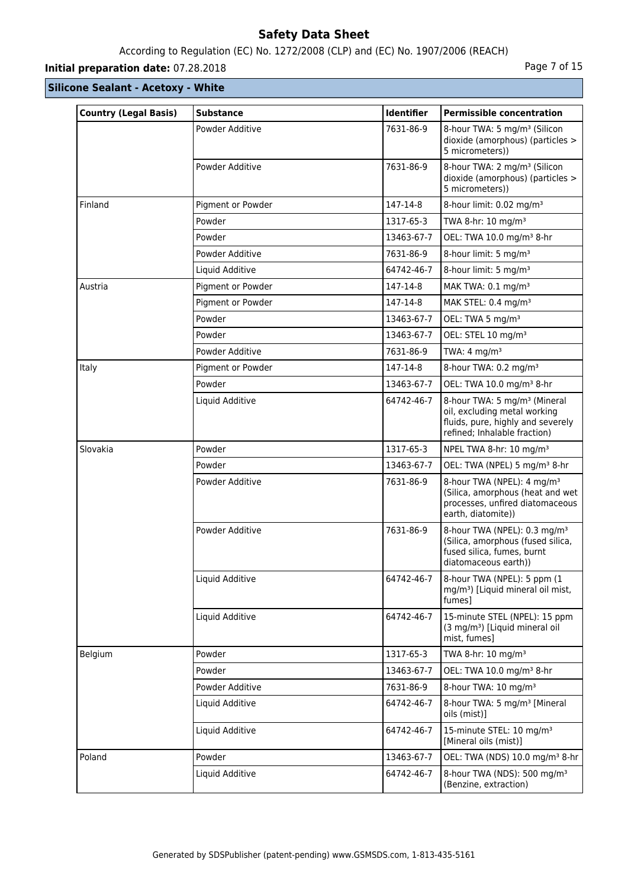## Silicone Sealant - Acetoxy - White

| Country (Legal Basis) | Substance | Identifier | Permissible concentration |
|---|---|---|---|
| | Powder Additive | 7631-86-9 | 8-hour TWA: 5 mg/m³ (Silicon dioxide (amorphous) (particles > 5 micrometers)) |
| | Powder Additive | 7631-86-9 | 8-hour TWA: 2 mg/m³ (Silicon dioxide (amorphous) (particles > 5 micrometers)) |
| Finland | Pigment or Powder | 147-14-8 | 8-hour limit: 0.02 mg/m³ |
| | Powder | 1317-65-3 | TWA 8-hr: 10 mg/m³ |
| | Powder | 13463-67-7 | OEL: TWA 10.0 mg/m³ 8-hr |
| | Powder Additive | 7631-86-9 | 8-hour limit: 5 mg/m³ |
| | Liquid Additive | 64742-46-7 | 8-hour limit: 5 mg/m³ |
| Austria | Pigment or Powder | 147-14-8 | MAK TWA: 0.1 mg/m³ |
| | Pigment or Powder | 147-14-8 | MAK STEL: 0.4 mg/m³ |
| | Powder | 13463-67-7 | OEL: TWA 5 mg/m³ |
| | Powder | 13463-67-7 | OEL: STEL 10 mg/m³ |
| | Powder Additive | 7631-86-9 | TWA: 4 mg/m³ |
| Italy | Pigment or Powder | 147-14-8 | 8-hour TWA: 0.2 mg/m³ |
| | Powder | 13463-67-7 | OEL: TWA 10.0 mg/m³ 8-hr |
| | Liquid Additive | 64742-46-7 | 8-hour TWA: 5 mg/m³ (Mineral oil, excluding metal working fluids, pure, highly and severely refined; Inhalable fraction) |
| Slovakia | Powder | 1317-65-3 | NPEL TWA 8-hr: 10 mg/m³ |
| | Powder | 13463-67-7 | OEL: TWA (NPEL) 5 mg/m³ 8-hr |
| | Powder Additive | 7631-86-9 | 8-hour TWA (NPEL): 4 mg/m³ (Silica, amorphous (heat and wet processes, unfired diatomaceous earth, diatomite)) |
| | Powder Additive | 7631-86-9 | 8-hour TWA (NPEL): 0.3 mg/m³ (Silica, amorphous (fused silica, fused silica, fumes, burnt diatomaceous earth)) |
| | Liquid Additive | 64742-46-7 | 8-hour TWA (NPEL): 5 ppm (1 mg/m³) [Liquid mineral oil mist, fumes] |
| | Liquid Additive | 64742-46-7 | 15-minute STEL (NPEL): 15 ppm (3 mg/m³) [Liquid mineral oil mist, fumes] |
| Belgium | Powder | 1317-65-3 | TWA 8-hr: 10 mg/m³ |
| | Powder | 13463-67-7 | OEL: TWA 10.0 mg/m³ 8-hr |
| | Powder Additive | 7631-86-9 | 8-hour TWA: 10 mg/m³ |
| | Liquid Additive | 64742-46-7 | 8-hour TWA: 5 mg/m³ [Mineral oils (mist)] |
| | Liquid Additive | 64742-46-7 | 15-minute STEL: 10 mg/m³ [Mineral oils (mist)] |
| Poland | Powder | 13463-67-7 | OEL: TWA (NDS) 10.0 mg/m³ 8-hr |
| | Liquid Additive | 64742-46-7 | 8-hour TWA (NDS): 500 mg/m³ (Benzine, extraction) |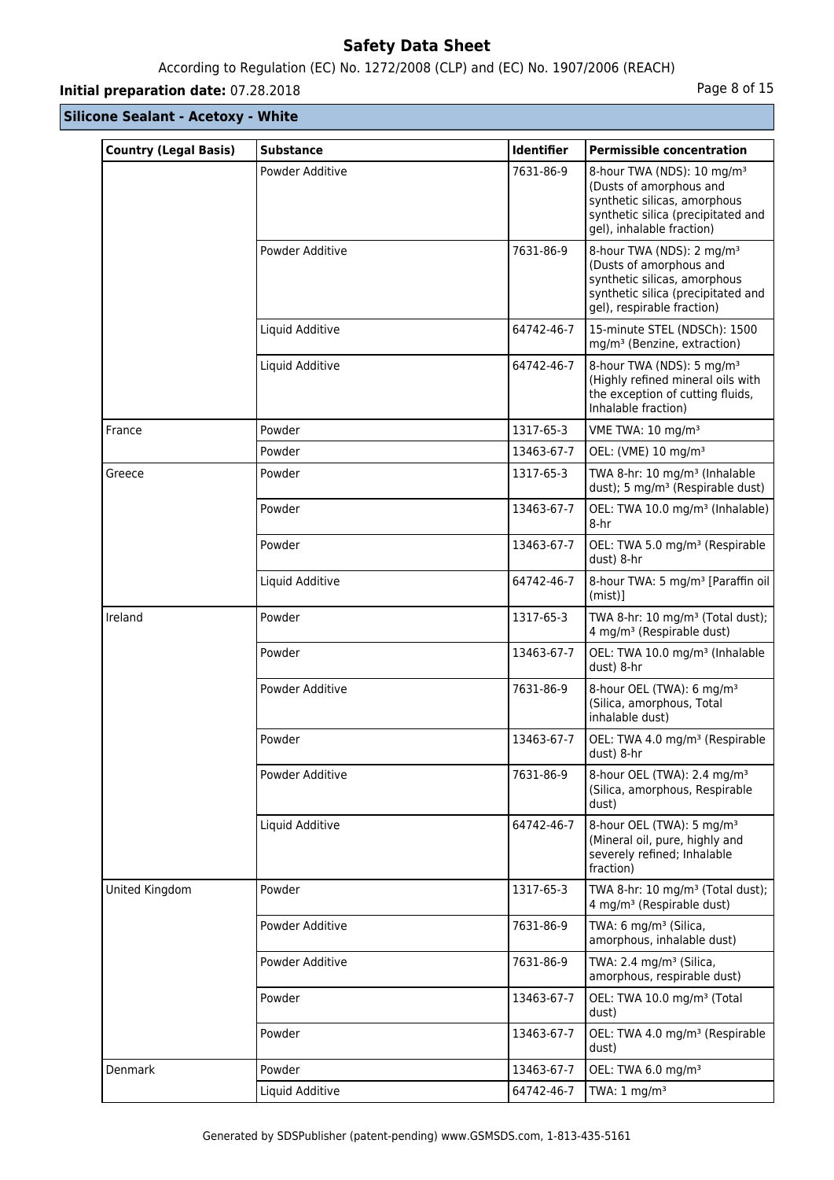**Silicone Sealant - Acetoxy - White**

| Country (Legal Basis) | Substance | Identifier | Permissible concentration |
|---|---|---|---|
| | Powder Additive | 7631-86-9 | 8-hour TWA (NDS): 10 mg/m³ (Dusts of amorphous and synthetic silicas, amorphous synthetic silica (precipitated and gel), inhalable fraction) |
| | Powder Additive | 7631-86-9 | 8-hour TWA (NDS): 2 mg/m³ (Dusts of amorphous and synthetic silicas, amorphous synthetic silica (precipitated and gel), respirable fraction) |
| | Liquid Additive | 64742-46-7 | 15-minute STEL (NDSCh): 1500 mg/m³ (Benzine, extraction) |
| | Liquid Additive | 64742-46-7 | 8-hour TWA (NDS): 5 mg/m³ (Highly refined mineral oils with the exception of cutting fluids, Inhalable fraction) |
| France | Powder | 1317-65-3 | VME TWA: 10 mg/m³ |
| | Powder | 13463-67-7 | OEL: (VME) 10 mg/m³ |
| Greece | Powder | 1317-65-3 | TWA 8-hr: 10 mg/m³ (Inhalable dust); 5 mg/m³ (Respirable dust) |
| | Powder | 13463-67-7 | OEL: TWA 10.0 mg/m³ (Inhalable) 8-hr |
| | Powder | 13463-67-7 | OEL: TWA 5.0 mg/m³ (Respirable dust) 8-hr |
| | Liquid Additive | 64742-46-7 | 8-hour TWA: 5 mg/m³ [Paraffin oil (mist)] |
| Ireland | Powder | 1317-65-3 | TWA 8-hr: 10 mg/m³ (Total dust); 4 mg/m³ (Respirable dust) |
| | Powder | 13463-67-7 | OEL: TWA 10.0 mg/m³ (Inhalable dust) 8-hr |
| | Powder Additive | 7631-86-9 | 8-hour OEL (TWA): 6 mg/m³ (Silica, amorphous, Total inhalable dust) |
| | Powder | 13463-67-7 | OEL: TWA 4.0 mg/m³ (Respirable dust) 8-hr |
| | Powder Additive | 7631-86-9 | 8-hour OEL (TWA): 2.4 mg/m³ (Silica, amorphous, Respirable dust) |
| | Liquid Additive | 64742-46-7 | 8-hour OEL (TWA): 5 mg/m³ (Mineral oil, pure, highly and severely refined; Inhalable fraction) |
| United Kingdom | Powder | 1317-65-3 | TWA 8-hr: 10 mg/m³ (Total dust); 4 mg/m³ (Respirable dust) |
| | Powder Additive | 7631-86-9 | TWA: 6 mg/m³ (Silica, amorphous, inhalable dust) |
| | Powder Additive | 7631-86-9 | TWA: 2.4 mg/m³ (Silica, amorphous, respirable dust) |
| | Powder | 13463-67-7 | OEL: TWA 10.0 mg/m³ (Total dust) |
| | Powder | 13463-67-7 | OEL: TWA 4.0 mg/m³ (Respirable dust) |
| Denmark | Powder | 13463-67-7 | OEL: TWA 6.0 mg/m³ |
| | Liquid Additive | 64742-46-7 | TWA: 1 mg/m³ |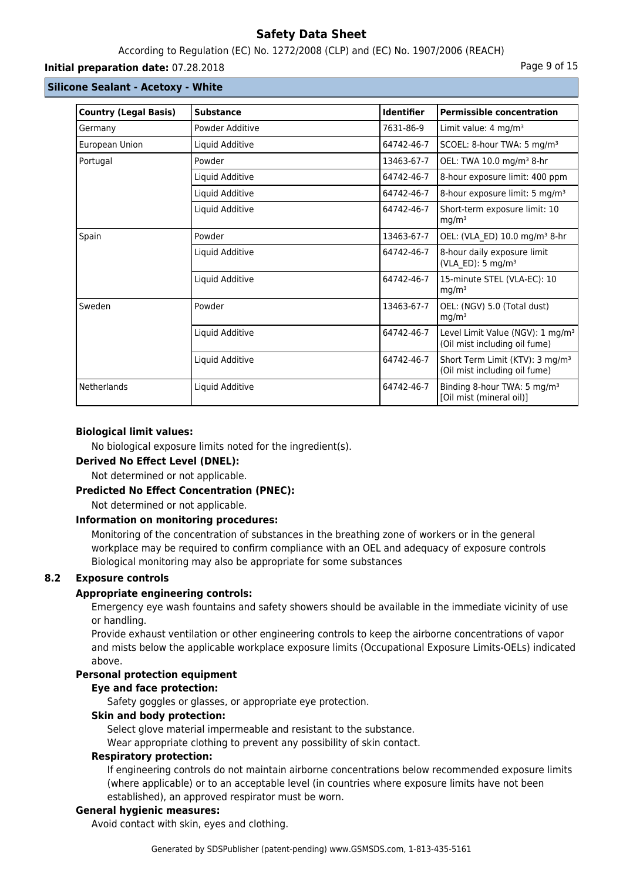**Silicone Sealant - Acetoxy - White**

| Country (Legal Basis) | Substance | Identifier | Permissible concentration |
|---|---|---|---|
| Germany | Powder Additive | 7631-86-9 | Limit value: 4 mg/m³ |
| European Union | Liquid Additive | 64742-46-7 | SCOEL: 8-hour TWA: 5 mg/m³ |
| Portugal | Powder | 13463-67-7 | OEL: TWA 10.0 mg/m³ 8-hr |
| | Liquid Additive | 64742-46-7 | 8-hour exposure limit: 400 ppm |
| | Liquid Additive | 64742-46-7 | 8-hour exposure limit: 5 mg/m³ |
| | Liquid Additive | 64742-46-7 | Short-term exposure limit: 10 mg/m³ |
| Spain | Powder | 13463-67-7 | OEL: (VLA_ED) 10.0 mg/m³ 8-hr |
| | Liquid Additive | 64742-46-7 | 8-hour daily exposure limit (VLA_ED): 5 mg/m³ |
| | Liquid Additive | 64742-46-7 | 15-minute STEL (VLA-EC): 10 mg/m³ |
| Sweden | Powder | 13463-67-7 | OEL: (NGV) 5.0 (Total dust) mg/m³ |
| | Liquid Additive | 64742-46-7 | Level Limit Value (NGV): 1 mg/m³ (Oil mist including oil fume) |
| | Liquid Additive | 64742-46-7 | Short Term Limit (KTV): 3 mg/m³ (Oil mist including oil fume) |
| Netherlands | Liquid Additive | 64742-46-7 | Binding 8-hour TWA: 5 mg/m³ [Oil mist (mineral oil)] |

**Biological limit values:**

No biological exposure limits noted for the ingredient(s).

**Derived No Effect Level (DNEL):**

Not determined or not applicable.

**Predicted No Effect Concentration (PNEC):**

Not determined or not applicable.

**Information on monitoring procedures:**

Monitoring of the concentration of substances in the breathing zone of workers or in the general workplace may be required to confirm compliance with an OEL and adequacy of exposure controls Biological monitoring may also be appropriate for some substances

## 8.2 Exposure controls

**Appropriate engineering controls:**

Emergency eye wash fountains and safety showers should be available in the immediate vicinity of use or handling.

Provide exhaust ventilation or other engineering controls to keep the airborne concentrations of vapor and mists below the applicable workplace exposure limits (Occupational Exposure Limits-OELs) indicated above.

**Personal protection equipment**

**Eye and face protection:**

Safety goggles or glasses, or appropriate eye protection.

**Skin and body protection:**

Select glove material impermeable and resistant to the substance.

Wear appropriate clothing to prevent any possibility of skin contact.

**Respiratory protection:**

If engineering controls do not maintain airborne concentrations below recommended exposure limits (where applicable) or to an acceptable level (in countries where exposure limits have not been established), an approved respirator must be worn.

**General hygienic measures:**

Avoid contact with skin, eyes and clothing.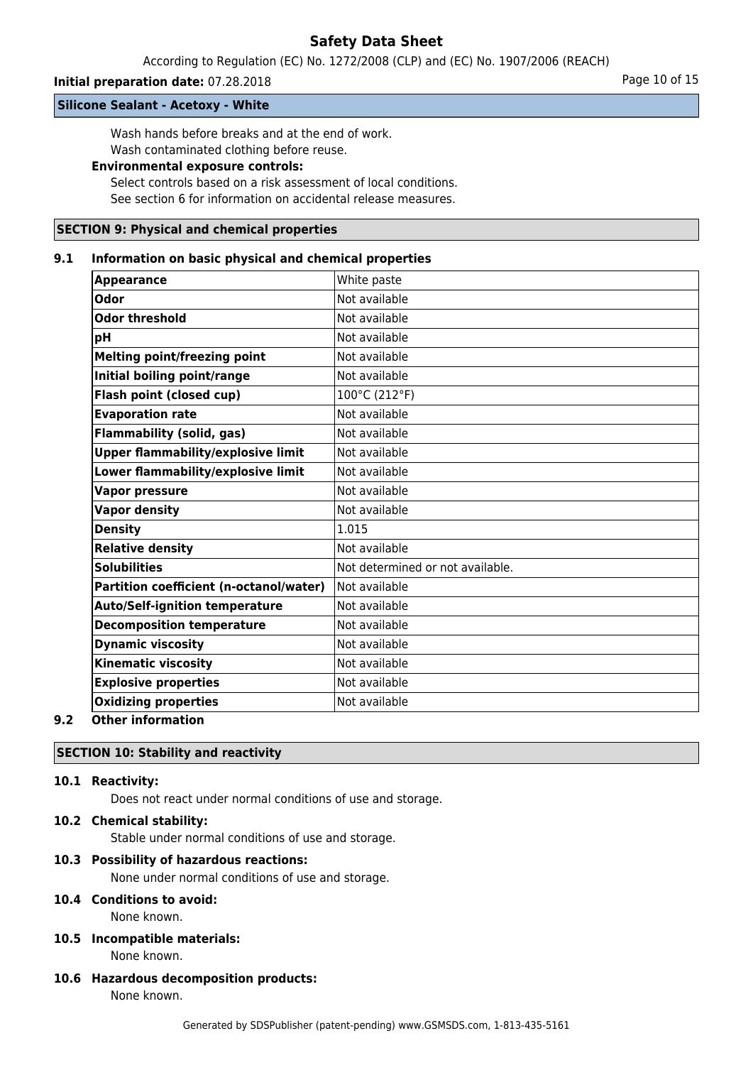Wash hands before breaks and at the end of work.
Wash contaminated clothing before reuse.

**Environmental exposure controls:**

Select controls based on a risk assessment of local conditions.
See section 6 for information on accidental release measures.

## SECTION 9: Physical and chemical properties

### 9.1 Information on basic physical and chemical properties

| Property | Value |
|---|---|
| **Appearance** | White paste |
| **Odor** | Not available |
| **Odor threshold** | Not available |
| **pH** | Not available |
| **Melting point/freezing point** | Not available |
| **Initial boiling point/range** | Not available |
| **Flash point (closed cup)** | 100°C (212°F) |
| **Evaporation rate** | Not available |
| **Flammability (solid, gas)** | Not available |
| **Upper flammability/explosive limit** | Not available |
| **Lower flammability/explosive limit** | Not available |
| **Vapor pressure** | Not available |
| **Vapor density** | Not available |
| **Density** | 1.015 |
| **Relative density** | Not available |
| **Solubilities** | Not determined or not available. |
| **Partition coefficient (n-octanol/water)** | Not available |
| **Auto/Self-ignition temperature** | Not available |
| **Decomposition temperature** | Not available |
| **Dynamic viscosity** | Not available |
| **Kinematic viscosity** | Not available |
| **Explosive properties** | Not available |
| **Oxidizing properties** | Not available |

### 9.2 Other information

## SECTION 10: Stability and reactivity

### 10.1 Reactivity:

Does not react under normal conditions of use and storage.

### 10.2 Chemical stability:

Stable under normal conditions of use and storage.

### 10.3 Possibility of hazardous reactions:

None under normal conditions of use and storage.

### 10.4 Conditions to avoid:

None known.

### 10.5 Incompatible materials:

None known.

### 10.6 Hazardous decomposition products:

None known.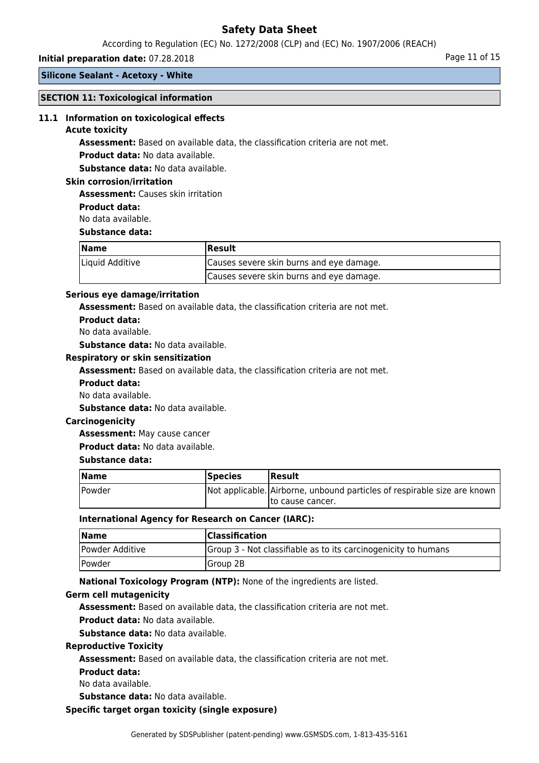**Silicone Sealant - Acetoxy - White**

## SECTION 11: Toxicological information

### 11.1 Information on toxicological effects

**Acute toxicity**

**Assessment:** Based on available data, the classification criteria are not met.

**Product data:** No data available.

**Substance data:** No data available.

**Skin corrosion/irritation**

**Assessment:** Causes skin irritation

**Product data:**

No data available.

**Substance data:**

| Name | Result |
|---|---|
| Liquid Additive | Causes severe skin burns and eye damage. |
| | Causes severe skin burns and eye damage. |

**Serious eye damage/irritation**

**Assessment:** Based on available data, the classification criteria are not met.

**Product data:**

No data available.

**Substance data:** No data available.

**Respiratory or skin sensitization**

**Assessment:** Based on available data, the classification criteria are not met.

**Product data:**

No data available.

**Substance data:** No data available.

**Carcinogenicity**

**Assessment:** May cause cancer

**Product data:** No data available.

**Substance data:**

| Name | Species | Result |
|---|---|---|
| Powder | Not applicable. | Airborne, unbound particles of respirable size are known to cause cancer. |

**International Agency for Research on Cancer (IARC):**

| Name | Classification |
|---|---|
| Powder Additive | Group 3 - Not classifiable as to its carcinogenicity to humans |
| Powder | Group 2B |

**National Toxicology Program (NTP):** None of the ingredients are listed.

**Germ cell mutagenicity**

**Assessment:** Based on available data, the classification criteria are not met.

**Product data:** No data available.

**Substance data:** No data available.

**Reproductive Toxicity**

**Assessment:** Based on available data, the classification criteria are not met.

**Product data:**

No data available.

**Substance data:** No data available.

**Specific target organ toxicity (single exposure)**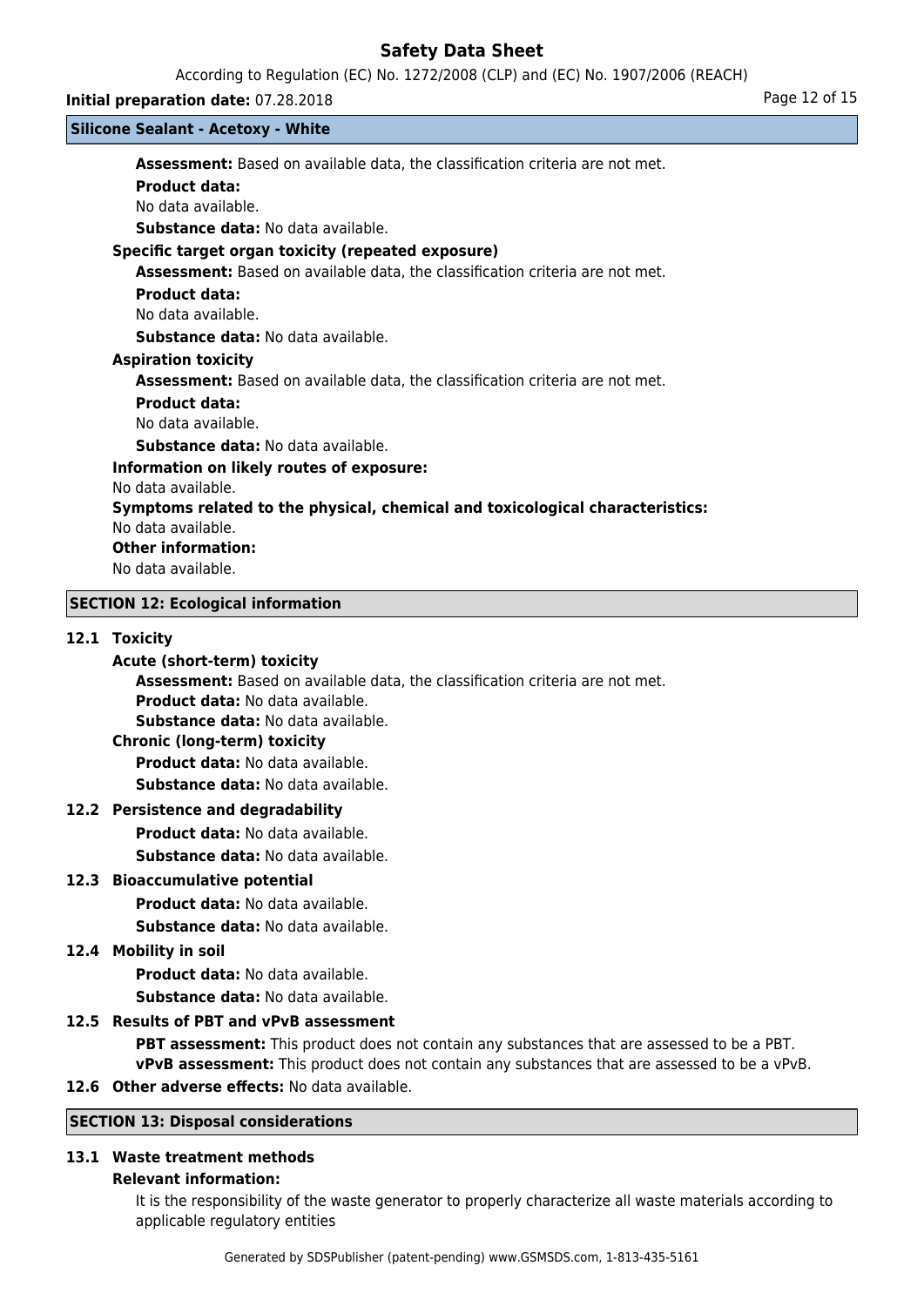**Assessment:** Based on available data, the classification criteria are not met.

**Product data:**

No data available.

**Substance data:** No data available.

**Specific target organ toxicity (repeated exposure)**

**Assessment:** Based on available data, the classification criteria are not met.

**Product data:**

No data available.

**Substance data:** No data available.

**Aspiration toxicity**

**Assessment:** Based on available data, the classification criteria are not met.

**Product data:**

No data available.

**Substance data:** No data available.

**Information on likely routes of exposure:**

No data available.

**Symptoms related to the physical, chemical and toxicological characteristics:**

No data available.

**Other information:**

No data available.

## SECTION 12: Ecological information

### 12.1 Toxicity

**Acute (short-term) toxicity**

**Assessment:** Based on available data, the classification criteria are not met.

**Product data:** No data available.

**Substance data:** No data available.

**Chronic (long-term) toxicity**

**Product data:** No data available.

**Substance data:** No data available.

### 12.2 Persistence and degradability

**Product data:** No data available.

**Substance data:** No data available.

### 12.3 Bioaccumulative potential

**Product data:** No data available.

**Substance data:** No data available.

### 12.4 Mobility in soil

**Product data:** No data available.

**Substance data:** No data available.

### 12.5 Results of PBT and vPvB assessment

**PBT assessment:** This product does not contain any substances that are assessed to be a PBT.

**vPvB assessment:** This product does not contain any substances that are assessed to be a vPvB.

### 12.6 Other adverse effects: No data available.

## SECTION 13: Disposal considerations

### 13.1 Waste treatment methods

**Relevant information:**

It is the responsibility of the waste generator to properly characterize all waste materials according to applicable regulatory entities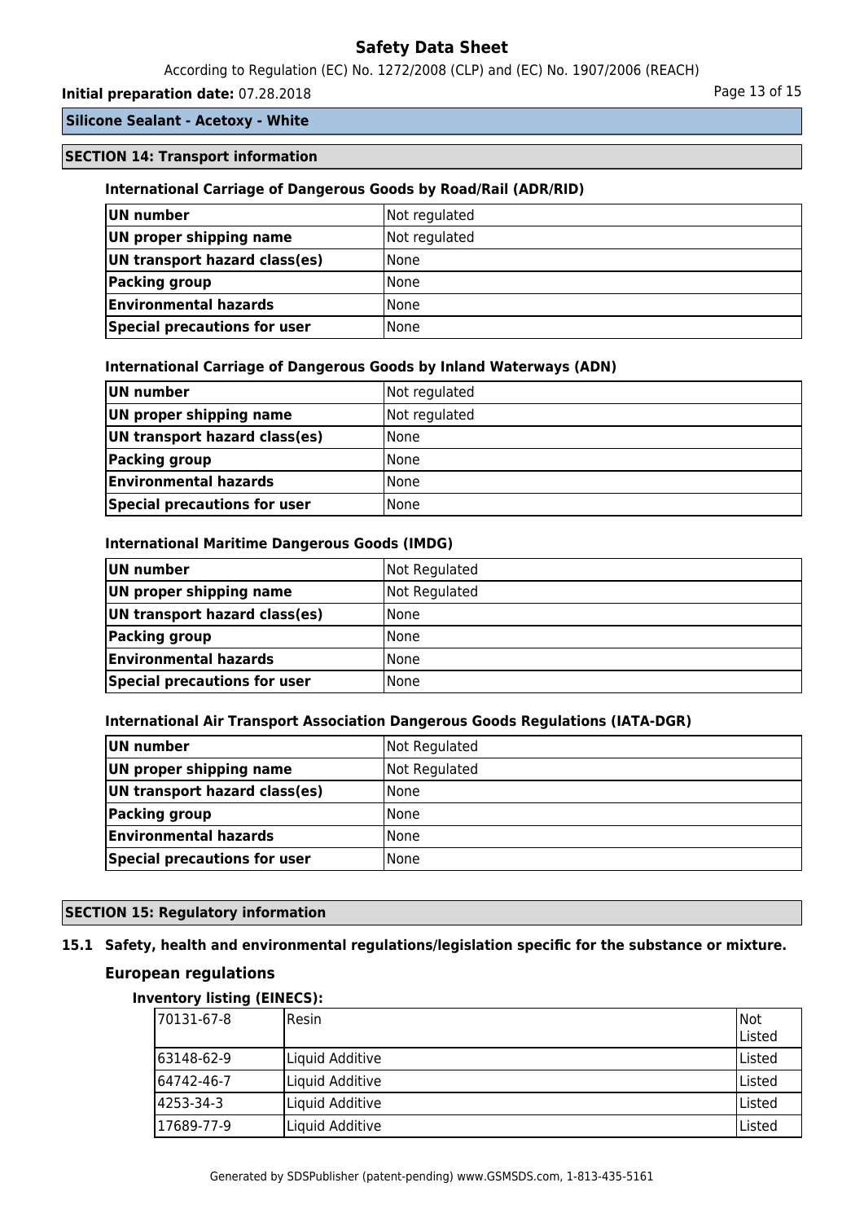**Silicone Sealant - Acetoxy - White**

## SECTION 14: Transport information

### International Carriage of Dangerous Goods by Road/Rail (ADR/RID)

| | |
|---|---|
| **UN number** | Not regulated |
| **UN proper shipping name** | Not regulated |
| **UN transport hazard class(es)** | None |
| **Packing group** | None |
| **Environmental hazards** | None |
| **Special precautions for user** | None |

### International Carriage of Dangerous Goods by Inland Waterways (ADN)

| | |
|---|---|
| **UN number** | Not regulated |
| **UN proper shipping name** | Not regulated |
| **UN transport hazard class(es)** | None |
| **Packing group** | None |
| **Environmental hazards** | None |
| **Special precautions for user** | None |

### International Maritime Dangerous Goods (IMDG)

| | |
|---|---|
| **UN number** | Not Regulated |
| **UN proper shipping name** | Not Regulated |
| **UN transport hazard class(es)** | None |
| **Packing group** | None |
| **Environmental hazards** | None |
| **Special precautions for user** | None |

### International Air Transport Association Dangerous Goods Regulations (IATA-DGR)

| | |
|---|---|
| **UN number** | Not Regulated |
| **UN proper shipping name** | Not Regulated |
| **UN transport hazard class(es)** | None |
| **Packing group** | None |
| **Environmental hazards** | None |
| **Special precautions for user** | None |

## SECTION 15: Regulatory information

### 15.1 Safety, health and environmental regulations/legislation specific for the substance or mixture.

### European regulations

#### Inventory listing (EINECS):

| | | |
|---|---|---|
| 70131-67-8 | Resin | Not Listed |
| 63148-62-9 | Liquid Additive | Listed |
| 64742-46-7 | Liquid Additive | Listed |
| 4253-34-3 | Liquid Additive | Listed |
| 17689-77-9 | Liquid Additive | Listed |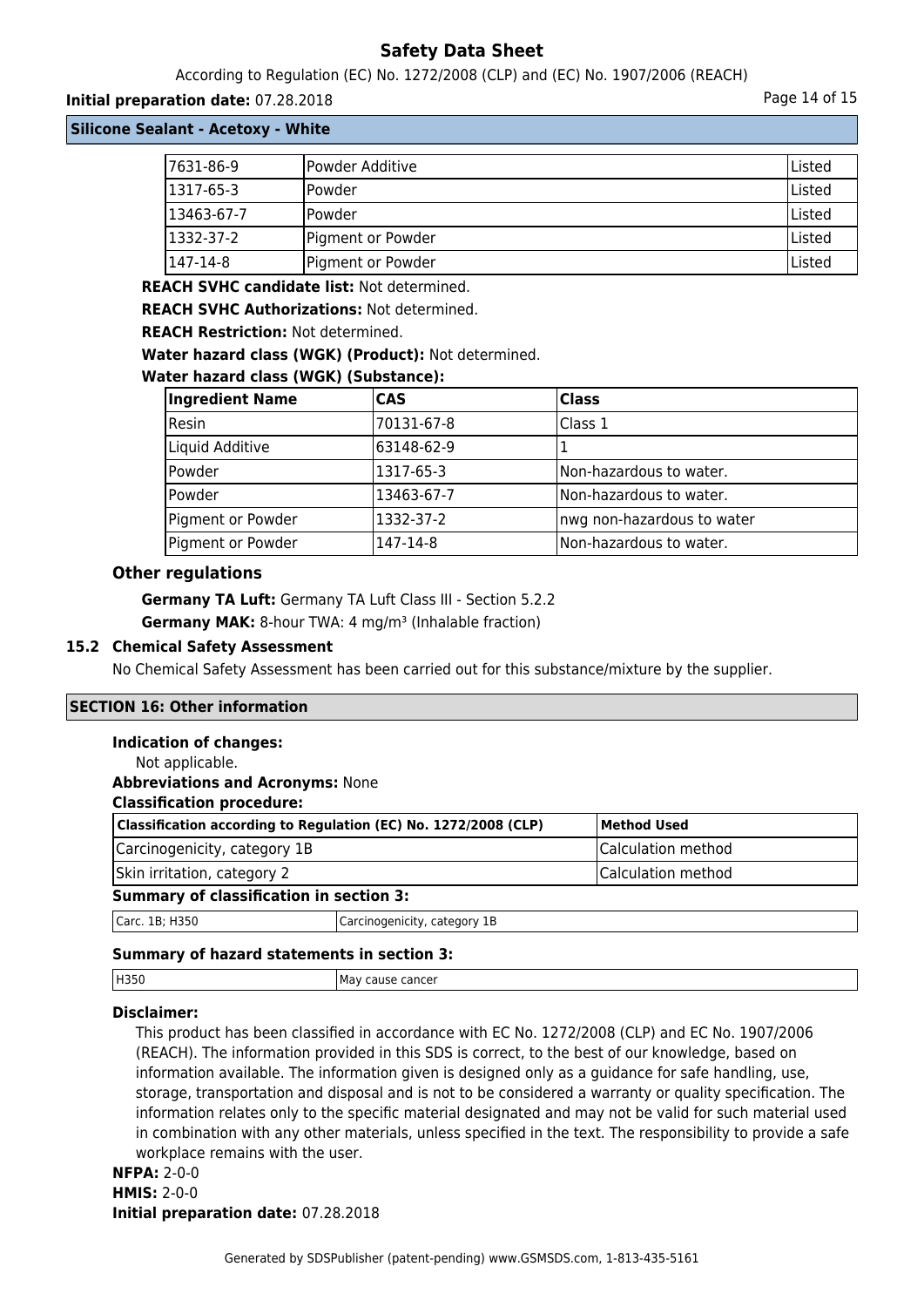| 7631-86-9 | Powder Additive | Listed |
|---|---|---|
| 1317-65-3 | Powder | Listed |
| 13463-67-7 | Powder | Listed |
| 1332-37-2 | Pigment or Powder | Listed |
| 147-14-8 | Pigment or Powder | Listed |

**REACH SVHC candidate list:** Not determined.

**REACH SVHC Authorizations:** Not determined.

**REACH Restriction:** Not determined.

**Water hazard class (WGK) (Product):** Not determined.

**Water hazard class (WGK) (Substance):**

| Ingredient Name | CAS | Class |
|---|---|---|
| Resin | 70131-67-8 | Class 1 |
| Liquid Additive | 63148-62-9 | 1 |
| Powder | 1317-65-3 | Non-hazardous to water. |
| Powder | 13463-67-7 | Non-hazardous to water. |
| Pigment or Powder | 1332-37-2 | nwg non-hazardous to water |
| Pigment or Powder | 147-14-8 | Non-hazardous to water. |

### Other regulations

**Germany TA Luft:** Germany TA Luft Class III - Section 5.2.2

**Germany MAK:** 8-hour TWA: 4 mg/m³ (Inhalable fraction)

### 15.2 Chemical Safety Assessment

No Chemical Safety Assessment has been carried out for this substance/mixture by the supplier.

## SECTION 16: Other information

**Indication of changes:**

Not applicable.

**Abbreviations and Acronyms:** None

**Classification procedure:**

| Classification according to Regulation (EC) No. 1272/2008 (CLP) | Method Used |
|---|---|
| Carcinogenicity, category 1B | Calculation method |
| Skin irritation, category 2 | Calculation method |

**Summary of classification in section 3:**

| Carc. 1B; H350 | Carcinogenicity, category 1B |
|---|---|

**Summary of hazard statements in section 3:**

| H350 | May cause cancer |
|---|---|

**Disclaimer:**

This product has been classified in accordance with EC No. 1272/2008 (CLP) and EC No. 1907/2006 (REACH). The information provided in this SDS is correct, to the best of our knowledge, based on information available. The information given is designed only as a guidance for safe handling, use, storage, transportation and disposal and is not to be considered a warranty or quality specification. The information relates only to the specific material designated and may not be valid for such material used in combination with any other materials, unless specified in the text. The responsibility to provide a safe workplace remains with the user.

**NFPA:** 2-0-0

**HMIS:** 2-0-0

**Initial preparation date:** 07.28.2018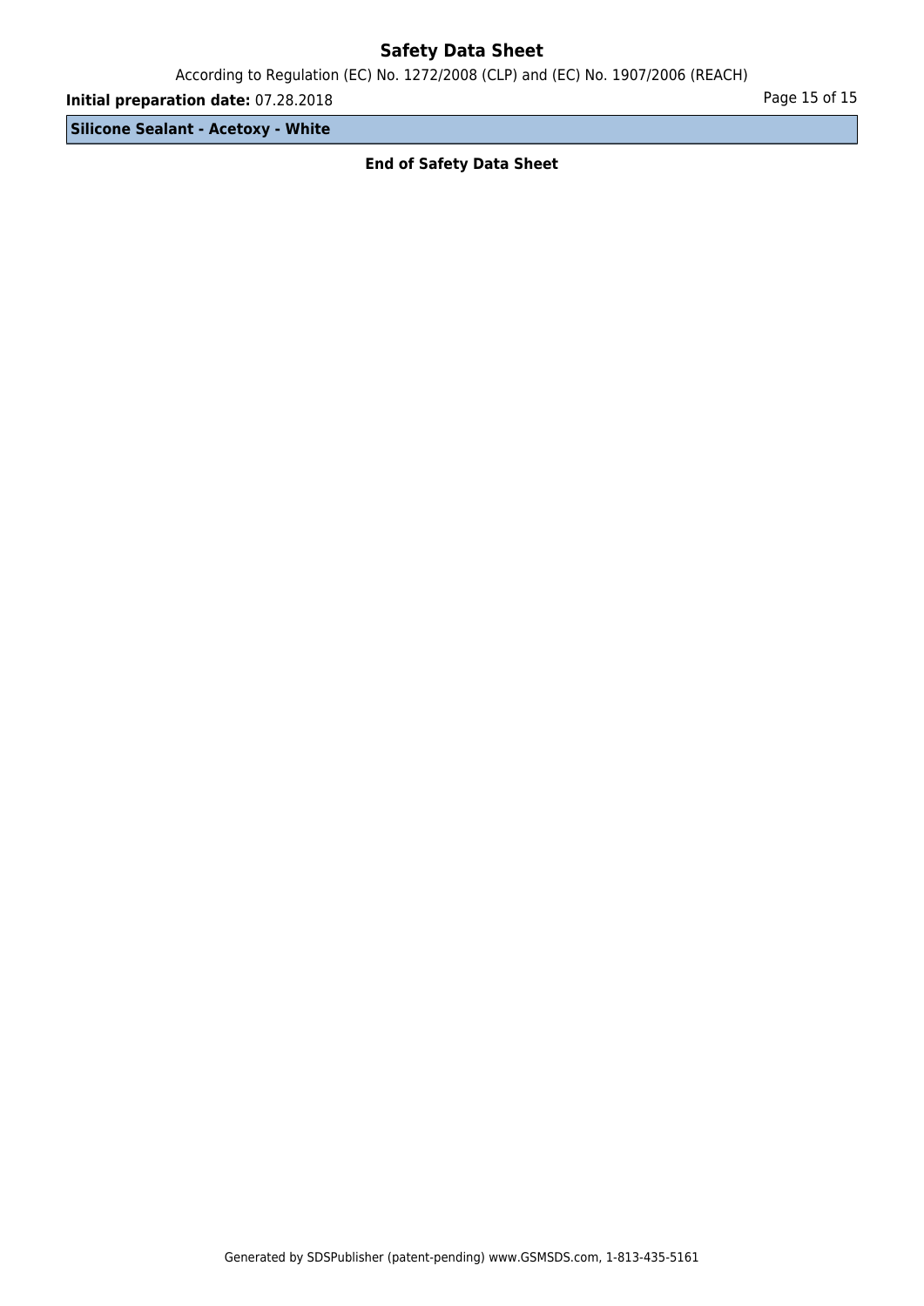**End of Safety Data Sheet**